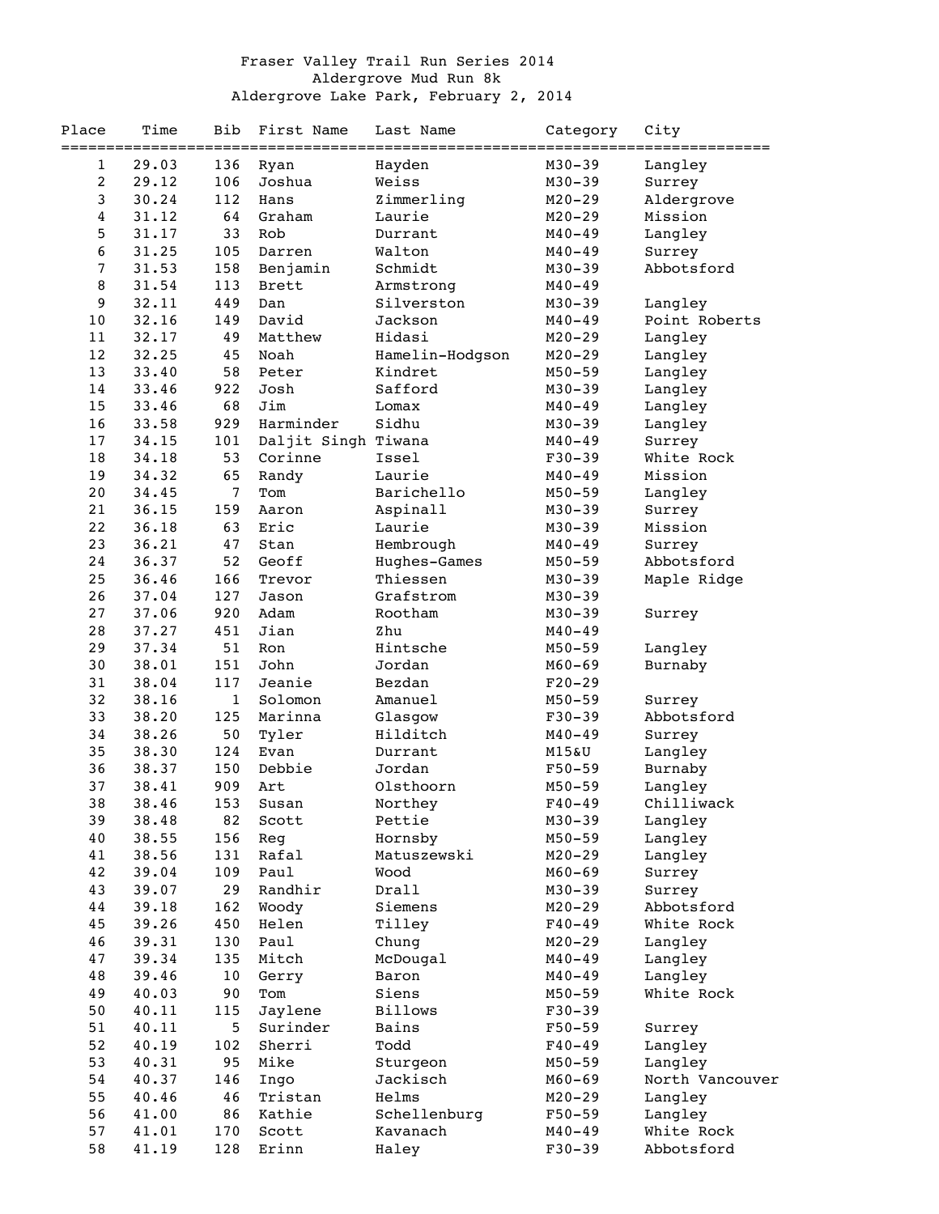# Fraser Valley Trail Run Series 2014

## Aldergrove Mud Run 8k

### Aldergrove Lake Park, February 2, 2014

| Place | Time | Bib | First Name | Last Name | Category | City |
|---|---|---|---|---|---|---|
| 1 | 29.03 | 136 | Ryan | Hayden | M30-39 | Langley |
| 2 | 29.12 | 106 | Joshua | Weiss | M30-39 | Surrey |
| 3 | 30.24 | 112 | Hans | Zimmerling | M20-29 | Aldergrove |
| 4 | 31.12 | 64 | Graham | Laurie | M20-29 | Mission |
| 5 | 31.17 | 33 | Rob | Durrant | M40-49 | Langley |
| 6 | 31.25 | 105 | Darren | Walton | M40-49 | Surrey |
| 7 | 31.53 | 158 | Benjamin | Schmidt | M30-39 | Abbotsford |
| 8 | 31.54 | 113 | Brett | Armstrong | M40-49 | |
| 9 | 32.11 | 449 | Dan | Silverston | M30-39 | Langley |
| 10 | 32.16 | 149 | David | Jackson | M40-49 | Point Roberts |
| 11 | 32.17 | 49 | Matthew | Hidasi | M20-29 | Langley |
| 12 | 32.25 | 45 | Noah | Hamelin-Hodgson | M20-29 | Langley |
| 13 | 33.40 | 58 | Peter | Kindret | M50-59 | Langley |
| 14 | 33.46 | 922 | Josh | Safford | M30-39 | Langley |
| 15 | 33.46 | 68 | Jim | Lomax | M40-49 | Langley |
| 16 | 33.58 | 929 | Harminder | Sidhu | M30-39 | Langley |
| 17 | 34.15 | 101 | Daljit Singh | Tiwana | M40-49 | Surrey |
| 18 | 34.18 | 53 | Corinne | Issel | F30-39 | White Rock |
| 19 | 34.32 | 65 | Randy | Laurie | M40-49 | Mission |
| 20 | 34.45 | 7 | Tom | Barichello | M50-59 | Langley |
| 21 | 36.15 | 159 | Aaron | Aspinall | M30-39 | Surrey |
| 22 | 36.18 | 63 | Eric | Laurie | M30-39 | Mission |
| 23 | 36.21 | 47 | Stan | Hembrough | M40-49 | Surrey |
| 24 | 36.37 | 52 | Geoff | Hughes-Games | M50-59 | Abbotsford |
| 25 | 36.46 | 166 | Trevor | Thiessen | M30-39 | Maple Ridge |
| 26 | 37.04 | 127 | Jason | Grafstrom | M30-39 | |
| 27 | 37.06 | 920 | Adam | Rootham | M30-39 | Surrey |
| 28 | 37.27 | 451 | Jian | Zhu | M40-49 | |
| 29 | 37.34 | 51 | Ron | Hintsche | M50-59 | Langley |
| 30 | 38.01 | 151 | John | Jordan | M60-69 | Burnaby |
| 31 | 38.04 | 117 | Jeanie | Bezdan | F20-29 | |
| 32 | 38.16 | 1 | Solomon | Amanuel | M50-59 | Surrey |
| 33 | 38.20 | 125 | Marinna | Glasgow | F30-39 | Abbotsford |
| 34 | 38.26 | 50 | Tyler | Hilditch | M40-49 | Surrey |
| 35 | 38.30 | 124 | Evan | Durrant | M15&U | Langley |
| 36 | 38.37 | 150 | Debbie | Jordan | F50-59 | Burnaby |
| 37 | 38.41 | 909 | Art | Olsthoorn | M50-59 | Langley |
| 38 | 38.46 | 153 | Susan | Northey | F40-49 | Chilliwack |
| 39 | 38.48 | 82 | Scott | Pettie | M30-39 | Langley |
| 40 | 38.55 | 156 | Reg | Hornsby | M50-59 | Langley |
| 41 | 38.56 | 131 | Rafal | Matuszewski | M20-29 | Langley |
| 42 | 39.04 | 109 | Paul | Wood | M60-69 | Surrey |
| 43 | 39.07 | 29 | Randhir | Drall | M30-39 | Surrey |
| 44 | 39.18 | 162 | Woody | Siemens | M20-29 | Abbotsford |
| 45 | 39.26 | 450 | Helen | Tilley | F40-49 | White Rock |
| 46 | 39.31 | 130 | Paul | Chung | M20-29 | Langley |
| 47 | 39.34 | 135 | Mitch | McDougal | M40-49 | Langley |
| 48 | 39.46 | 10 | Gerry | Baron | M40-49 | Langley |
| 49 | 40.03 | 90 | Tom | Siens | M50-59 | White Rock |
| 50 | 40.11 | 115 | Jaylene | Billows | F30-39 | |
| 51 | 40.11 | 5 | Surinder | Bains | F50-59 | Surrey |
| 52 | 40.19 | 102 | Sherri | Todd | F40-49 | Langley |
| 53 | 40.31 | 95 | Mike | Sturgeon | M50-59 | Langley |
| 54 | 40.37 | 146 | Ingo | Jackisch | M60-69 | North Vancouver |
| 55 | 40.46 | 46 | Tristan | Helms | M20-29 | Langley |
| 56 | 41.00 | 86 | Kathie | Schellenburg | F50-59 | Langley |
| 57 | 41.01 | 170 | Scott | Kavanach | M40-49 | White Rock |
| 58 | 41.19 | 128 | Erinn | Haley | F30-39 | Abbotsford |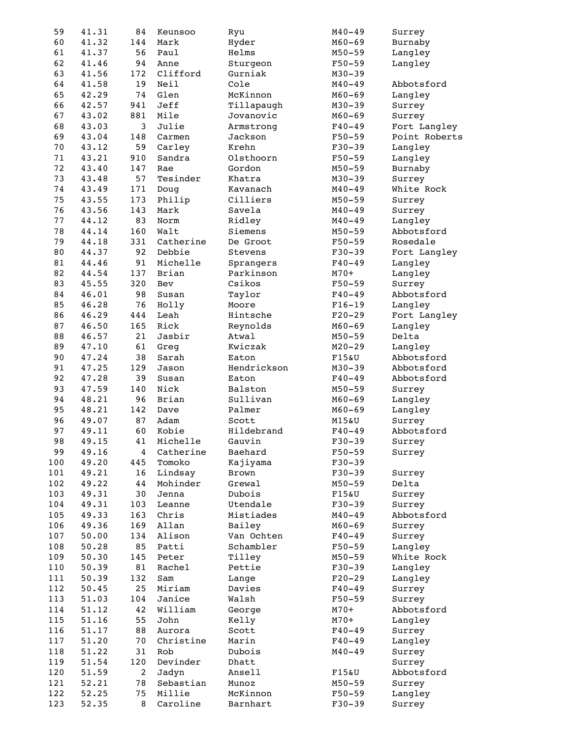| | | | | | | |
|---|---|---|---|---|---|---|
| 59 | 41.31 | 84 | Keunsoo | Ryu | M40-49 | Surrey |
| 60 | 41.32 | 144 | Mark | Hyder | M60-69 | Burnaby |
| 61 | 41.37 | 56 | Paul | Helms | M50-59 | Langley |
| 62 | 41.46 | 94 | Anne | Sturgeon | F50-59 | Langley |
| 63 | 41.56 | 172 | Clifford | Gurniak | M30-39 | |
| 64 | 41.58 | 19 | Neil | Cole | M40-49 | Abbotsford |
| 65 | 42.29 | 74 | Glen | McKinnon | M60-69 | Langley |
| 66 | 42.57 | 941 | Jeff | Tillapaugh | M30-39 | Surrey |
| 67 | 43.02 | 881 | Mile | Jovanovic | M60-69 | Surrey |
| 68 | 43.03 | 3 | Julie | Armstrong | F40-49 | Fort Langley |
| 69 | 43.04 | 148 | Carmen | Jackson | F50-59 | Point Roberts |
| 70 | 43.12 | 59 | Carley | Krehn | F30-39 | Langley |
| 71 | 43.21 | 910 | Sandra | Olsthoorn | F50-59 | Langley |
| 72 | 43.40 | 147 | Rae | Gordon | M50-59 | Burnaby |
| 73 | 43.48 | 57 | Tesinder | Khatra | M30-39 | Surrey |
| 74 | 43.49 | 171 | Doug | Kavanach | M40-49 | White Rock |
| 75 | 43.55 | 173 | Philip | Cilliers | M50-59 | Surrey |
| 76 | 43.56 | 143 | Mark | Savela | M40-49 | Surrey |
| 77 | 44.12 | 83 | Norm | Ridley | M40-49 | Langley |
| 78 | 44.14 | 160 | Walt | Siemens | M50-59 | Abbotsford |
| 79 | 44.18 | 331 | Catherine | De Groot | F50-59 | Rosedale |
| 80 | 44.37 | 92 | Debbie | Stevens | F30-39 | Fort Langley |
| 81 | 44.46 | 91 | Michelle | Sprangers | F40-49 | Langley |
| 82 | 44.54 | 137 | Brian | Parkinson | M70+ | Langley |
| 83 | 45.55 | 320 | Bev | Csikos | F50-59 | Surrey |
| 84 | 46.01 | 98 | Susan | Taylor | F40-49 | Abbotsford |
| 85 | 46.28 | 76 | Holly | Moore | F16-19 | Langley |
| 86 | 46.29 | 444 | Leah | Hintsche | F20-29 | Fort Langley |
| 87 | 46.50 | 165 | Rick | Reynolds | M60-69 | Langley |
| 88 | 46.57 | 21 | Jasbir | Atwal | M50-59 | Delta |
| 89 | 47.10 | 61 | Greg | Kwiczak | M20-29 | Langley |
| 90 | 47.24 | 38 | Sarah | Eaton | F15&U | Abbotsford |
| 91 | 47.25 | 129 | Jason | Hendrickson | M30-39 | Abbotsford |
| 92 | 47.28 | 39 | Susan | Eaton | F40-49 | Abbotsford |
| 93 | 47.59 | 140 | Nick | Balston | M50-59 | Surrey |
| 94 | 48.21 | 96 | Brian | Sullivan | M60-69 | Langley |
| 95 | 48.21 | 142 | Dave | Palmer | M60-69 | Langley |
| 96 | 49.07 | 87 | Adam | Scott | M15&U | Surrey |
| 97 | 49.11 | 60 | Kobie | Hildebrand | F40-49 | Abbotsford |
| 98 | 49.15 | 41 | Michelle | Gauvin | F30-39 | Surrey |
| 99 | 49.16 | 4 | Catherine | Baehard | F50-59 | Surrey |
| 100 | 49.20 | 445 | Tomoko | Kajiyama | F30-39 | |
| 101 | 49.21 | 16 | Lindsay | Brown | F30-39 | Surrey |
| 102 | 49.22 | 44 | Mohinder | Grewal | M50-59 | Delta |
| 103 | 49.31 | 30 | Jenna | Dubois | F15&U | Surrey |
| 104 | 49.31 | 103 | Leanne | Utendale | F30-39 | Surrey |
| 105 | 49.33 | 163 | Chris | Mistiades | M40-49 | Abbotsford |
| 106 | 49.36 | 169 | Allan | Bailey | M60-69 | Surrey |
| 107 | 50.00 | 134 | Alison | Van Ochten | F40-49 | Surrey |
| 108 | 50.28 | 85 | Patti | Schambler | F50-59 | Langley |
| 109 | 50.30 | 145 | Peter | Tilley | M50-59 | White Rock |
| 110 | 50.39 | 81 | Rachel | Pettie | F30-39 | Langley |
| 111 | 50.39 | 132 | Sam | Lange | F20-29 | Langley |
| 112 | 50.45 | 25 | Miriam | Davies | F40-49 | Surrey |
| 113 | 51.03 | 104 | Janice | Walsh | F50-59 | Surrey |
| 114 | 51.12 | 42 | William | George | M70+ | Abbotsford |
| 115 | 51.16 | 55 | John | Kelly | M70+ | Langley |
| 116 | 51.17 | 88 | Aurora | Scott | F40-49 | Surrey |
| 117 | 51.20 | 70 | Christine | Marin | F40-49 | Langley |
| 118 | 51.22 | 31 | Rob | Dubois | M40-49 | Surrey |
| 119 | 51.54 | 120 | Devinder | Dhatt | | Surrey |
| 120 | 51.59 | 2 | Jadyn | Ansell | F15&U | Abbotsford |
| 121 | 52.21 | 78 | Sebastian | Munoz | M50-59 | Surrey |
| 122 | 52.25 | 75 | Millie | McKinnon | F50-59 | Langley |
| 123 | 52.35 | 8 | Caroline | Barnhart | F30-39 | Surrey |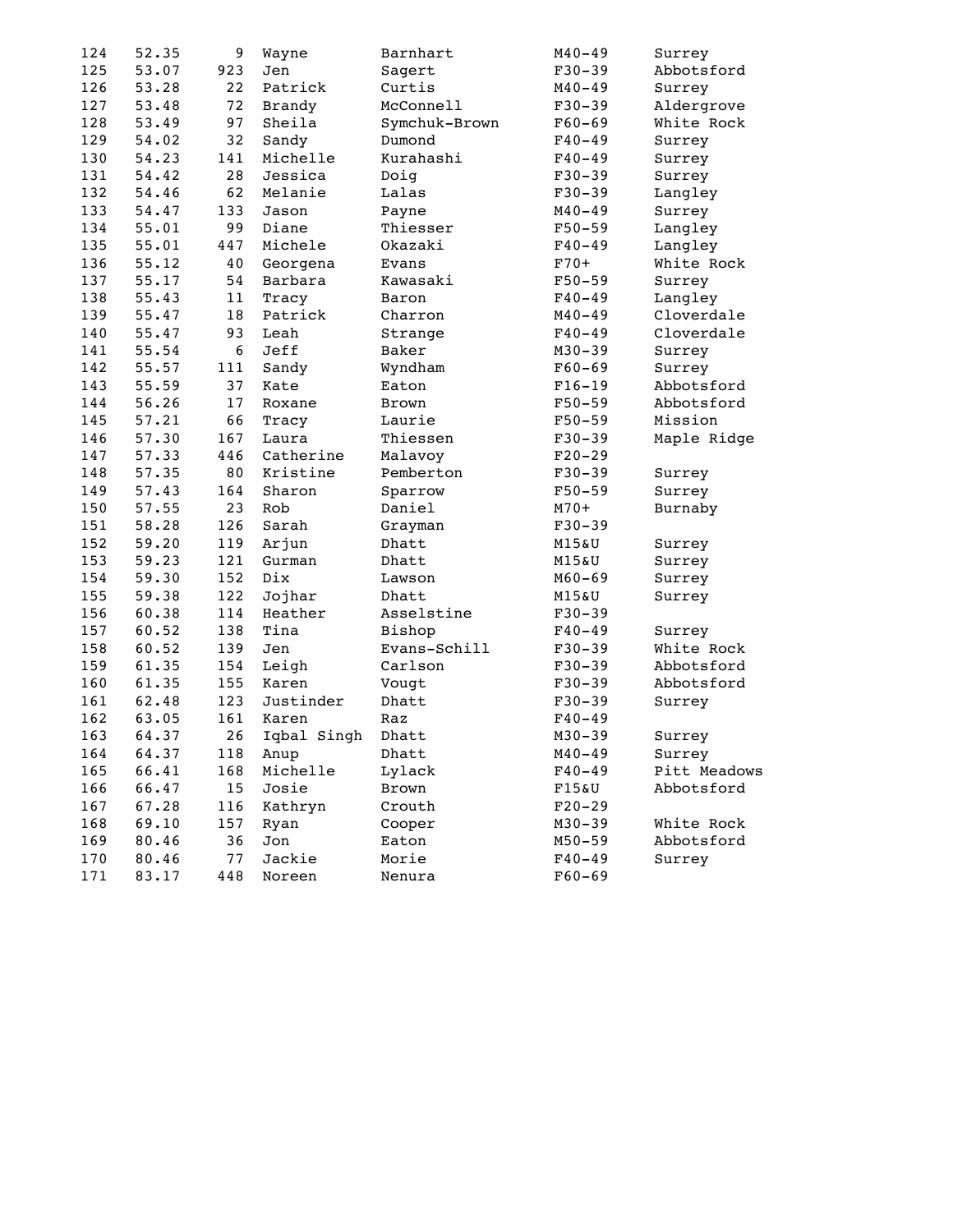| | | | | | | |
|---|---|---|---|---|---|---|
| 124 | 52.35 | 9 | Wayne | Barnhart | M40-49 | Surrey |
| 125 | 53.07 | 923 | Jen | Sagert | F30-39 | Abbotsford |
| 126 | 53.28 | 22 | Patrick | Curtis | M40-49 | Surrey |
| 127 | 53.48 | 72 | Brandy | McConnell | F30-39 | Aldergrove |
| 128 | 53.49 | 97 | Sheila | Symchuk-Brown | F60-69 | White Rock |
| 129 | 54.02 | 32 | Sandy | Dumond | F40-49 | Surrey |
| 130 | 54.23 | 141 | Michelle | Kurahashi | F40-49 | Surrey |
| 131 | 54.42 | 28 | Jessica | Doig | F30-39 | Surrey |
| 132 | 54.46 | 62 | Melanie | Lalas | F30-39 | Langley |
| 133 | 54.47 | 133 | Jason | Payne | M40-49 | Surrey |
| 134 | 55.01 | 99 | Diane | Thiesser | F50-59 | Langley |
| 135 | 55.01 | 447 | Michele | Okazaki | F40-49 | Langley |
| 136 | 55.12 | 40 | Georgena | Evans | F70+ | White Rock |
| 137 | 55.17 | 54 | Barbara | Kawasaki | F50-59 | Surrey |
| 138 | 55.43 | 11 | Tracy | Baron | F40-49 | Langley |
| 139 | 55.47 | 18 | Patrick | Charron | M40-49 | Cloverdale |
| 140 | 55.47 | 93 | Leah | Strange | F40-49 | Cloverdale |
| 141 | 55.54 | 6 | Jeff | Baker | M30-39 | Surrey |
| 142 | 55.57 | 111 | Sandy | Wyndham | F60-69 | Surrey |
| 143 | 55.59 | 37 | Kate | Eaton | F16-19 | Abbotsford |
| 144 | 56.26 | 17 | Roxane | Brown | F50-59 | Abbotsford |
| 145 | 57.21 | 66 | Tracy | Laurie | F50-59 | Mission |
| 146 | 57.30 | 167 | Laura | Thiessen | F30-39 | Maple Ridge |
| 147 | 57.33 | 446 | Catherine | Malavoy | F20-29 | |
| 148 | 57.35 | 80 | Kristine | Pemberton | F30-39 | Surrey |
| 149 | 57.43 | 164 | Sharon | Sparrow | F50-59 | Surrey |
| 150 | 57.55 | 23 | Rob | Daniel | M70+ | Burnaby |
| 151 | 58.28 | 126 | Sarah | Grayman | F30-39 | |
| 152 | 59.20 | 119 | Arjun | Dhatt | M15&U | Surrey |
| 153 | 59.23 | 121 | Gurman | Dhatt | M15&U | Surrey |
| 154 | 59.30 | 152 | Dix | Lawson | M60-69 | Surrey |
| 155 | 59.38 | 122 | Jojhar | Dhatt | M15&U | Surrey |
| 156 | 60.38 | 114 | Heather | Asselstine | F30-39 | |
| 157 | 60.52 | 138 | Tina | Bishop | F40-49 | Surrey |
| 158 | 60.52 | 139 | Jen | Evans-Schill | F30-39 | White Rock |
| 159 | 61.35 | 154 | Leigh | Carlson | F30-39 | Abbotsford |
| 160 | 61.35 | 155 | Karen | Vougt | F30-39 | Abbotsford |
| 161 | 62.48 | 123 | Justinder | Dhatt | F30-39 | Surrey |
| 162 | 63.05 | 161 | Karen | Raz | F40-49 | |
| 163 | 64.37 | 26 | Iqbal Singh | Dhatt | M30-39 | Surrey |
| 164 | 64.37 | 118 | Anup | Dhatt | M40-49 | Surrey |
| 165 | 66.41 | 168 | Michelle | Lylack | F40-49 | Pitt Meadows |
| 166 | 66.47 | 15 | Josie | Brown | F15&U | Abbotsford |
| 167 | 67.28 | 116 | Kathryn | Crouth | F20-29 | |
| 168 | 69.10 | 157 | Ryan | Cooper | M30-39 | White Rock |
| 169 | 80.46 | 36 | Jon | Eaton | M50-59 | Abbotsford |
| 170 | 80.46 | 77 | Jackie | Morie | F40-49 | Surrey |
| 171 | 83.17 | 448 | Noreen | Nenura | F60-69 | |